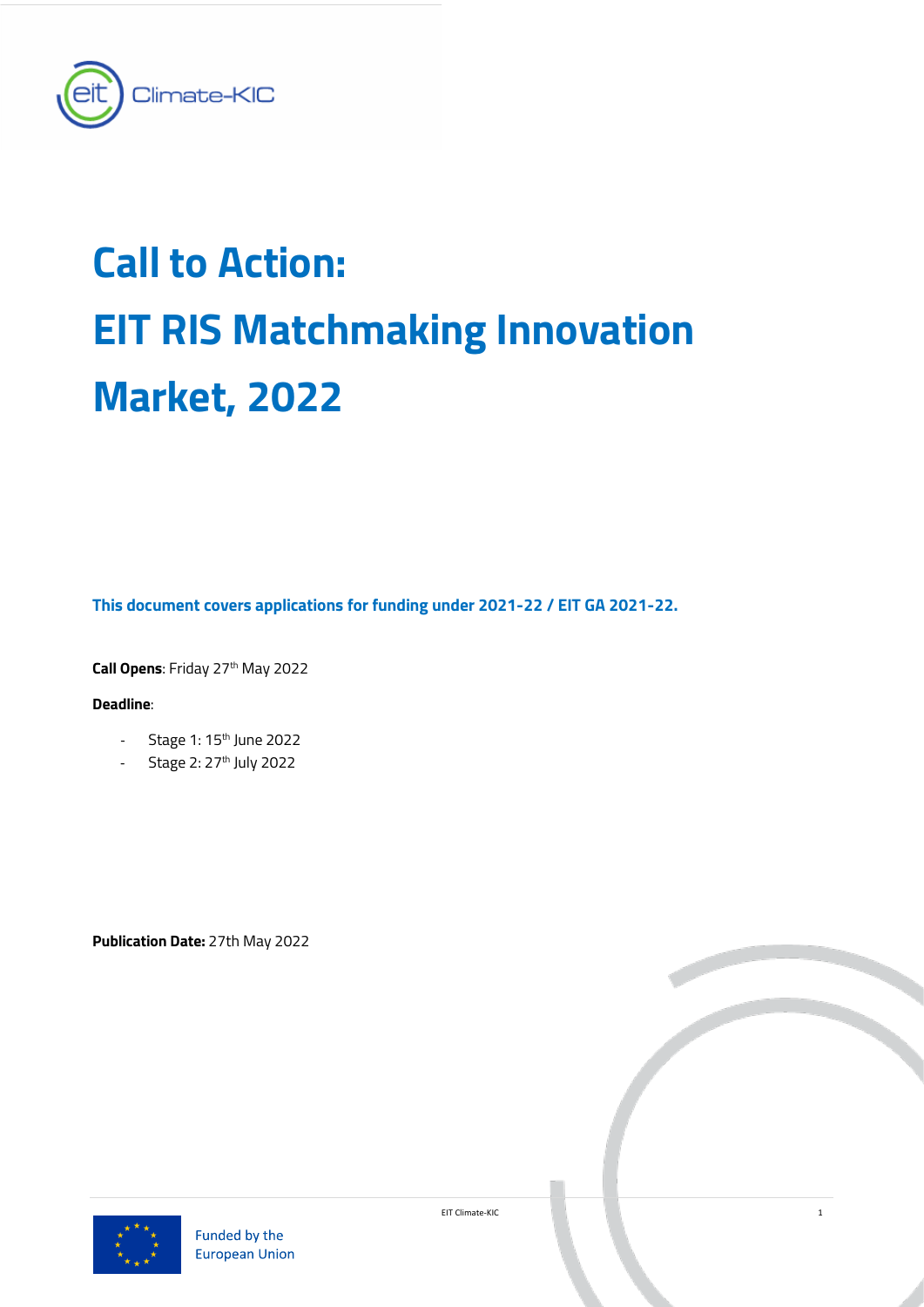# Call to Action: EIT RIS Matchmaking Innovation Market, 2022

**This document covers applications for funding under 2021-22 / EIT GA 2021-22.**

**Call Opens**: Friday 27th May 2022

**Deadline**:

- Stage 1: 15th June 2022
- Stage 2: 27th July 2022

**Publication Date:** 27th May 2022

Funded by the European Union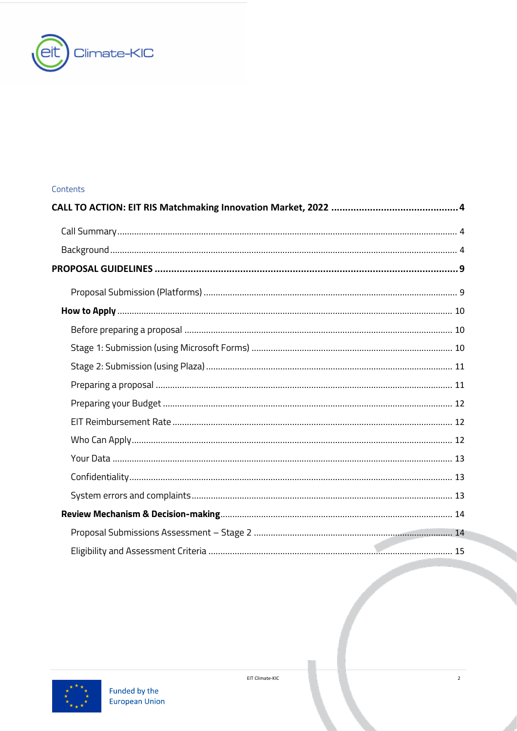Contents

**CALL TO ACTION: EIT RIS Matchmaking Innovation Market, 2022 .......... 4**

- Call Summary .......... 4
- Background .......... 4

**PROPOSAL GUIDELINES .......... 9**

- Proposal Submission (Platforms) .......... 9
- **How to Apply .......... 10**
  - Before preparing a proposal .......... 10
  - Stage 1: Submission (using Microsoft Forms) .......... 10
  - Stage 2: Submission (using Plaza) .......... 11
  - Preparing a proposal .......... 11
  - Preparing your Budget .......... 12
  - EIT Reimbursement Rate .......... 12
  - Who Can Apply .......... 12
  - Your Data .......... 13
  - Confidentiality .......... 13
  - System errors and complaints .......... 13
- **Review Mechanism & Decision-making .......... 14**
  - Proposal Submissions Assessment – Stage 2 .......... 14
  - Eligibility and Assessment Criteria .......... 15

Funded by the European Union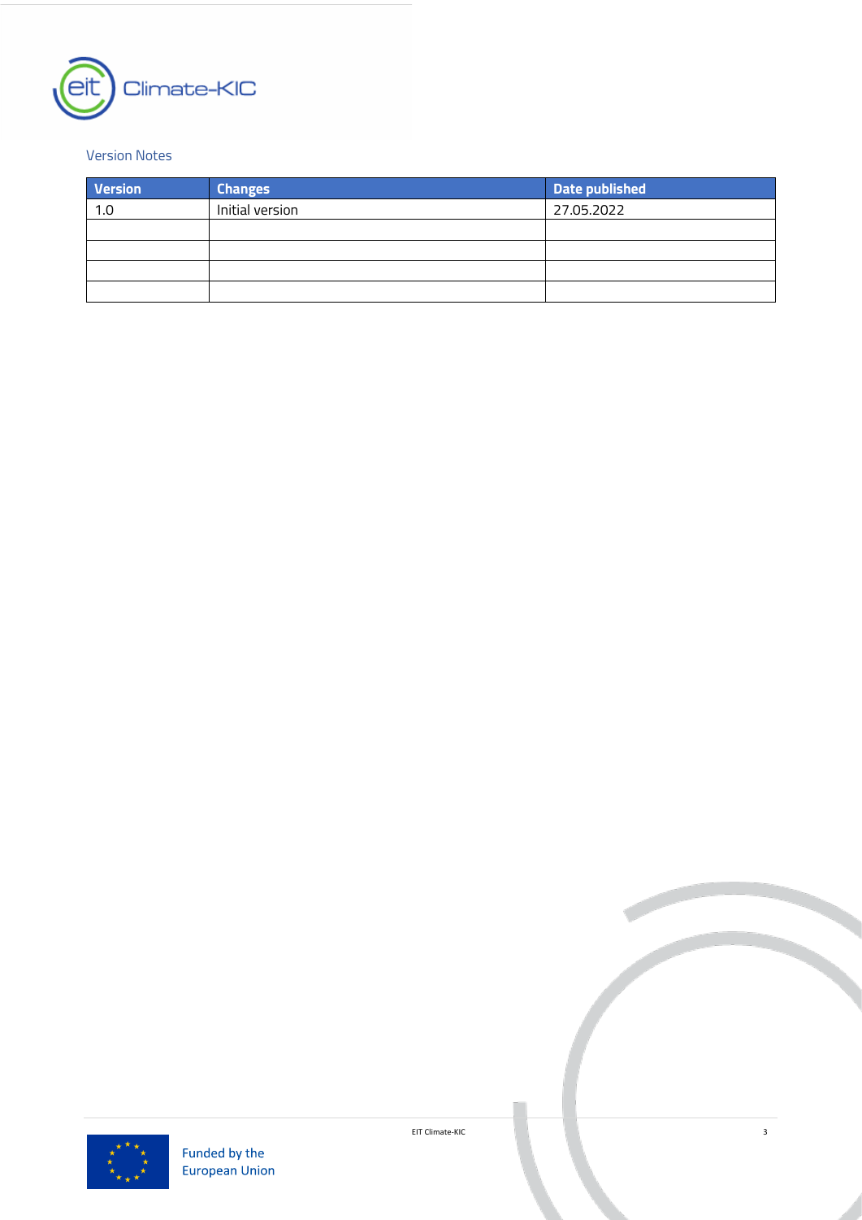## Version Notes

| Version | Changes | Date published |
|---|---|---|
| 1.0 | Initial version | 27.05.2022 |
| | | |
| | | |
| | | |
| | | |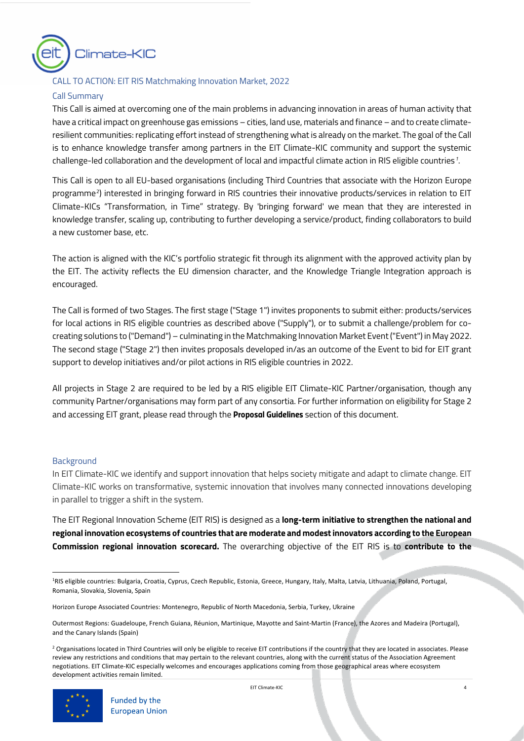## CALL TO ACTION: EIT RIS Matchmaking Innovation Market, 2022

### Call Summary

This Call is aimed at overcoming one of the main problems in advancing innovation in areas of human activity that have a critical impact on greenhouse gas emissions – cities, land use, materials and finance – and to create climate-resilient communities: replicating effort instead of strengthening what is already on the market. The goal of the Call is to enhance knowledge transfer among partners in the EIT Climate-KIC community and support the systemic challenge-led collaboration and the development of local and impactful climate action in RIS eligible countries[1].

This Call is open to all EU-based organisations (including Third Countries that associate with the Horizon Europe programme[2]) interested in bringing forward in RIS countries their innovative products/services in relation to EIT Climate-KICs "Transformation, in Time" strategy. By 'bringing forward' we mean that they are interested in knowledge transfer, scaling up, contributing to further developing a service/product, finding collaborators to build a new customer base, etc.

The action is aligned with the KIC's portfolio strategic fit through its alignment with the approved activity plan by the EIT. The activity reflects the EU dimension character, and the Knowledge Triangle Integration approach is encouraged.

The Call is formed of two Stages. The first stage ("Stage 1") invites proponents to submit either: products/services for local actions in RIS eligible countries as described above ("Supply"), or to submit a challenge/problem for co-creating solutions to ("Demand") – culminating in the Matchmaking Innovation Market Event ("Event") in May 2022. The second stage ("Stage 2") then invites proposals developed in/as an outcome of the Event to bid for EIT grant support to develop initiatives and/or pilot actions in RIS eligible countries in 2022.

All projects in Stage 2 are required to be led by a RIS eligible EIT Climate-KIC Partner/organisation, though any community Partner/organisations may form part of any consortia. For further information on eligibility for Stage 2 and accessing EIT grant, please read through the **Proposal Guidelines** section of this document.

### Background

In EIT Climate-KIC we identify and support innovation that helps society mitigate and adapt to climate change. EIT Climate-KIC works on transformative, systemic innovation that involves many connected innovations developing in parallel to trigger a shift in the system.

The EIT Regional Innovation Scheme (EIT RIS) is designed as a **long-term initiative to strengthen the national and regional innovation ecosystems of countries that are moderate and modest innovators according to the European Commission regional innovation scorecard.** The overarching objective of the EIT RIS is to **contribute to the**

---

[1] RIS eligible countries: Bulgaria, Croatia, Cyprus, Czech Republic, Estonia, Greece, Hungary, Italy, Malta, Latvia, Lithuania, Poland, Portugal, Romania, Slovakia, Slovenia, Spain

Horizon Europe Associated Countries: Montenegro, Republic of North Macedonia, Serbia, Turkey, Ukraine

Outermost Regions: Guadeloupe, French Guiana, Réunion, Martinique, Mayotte and Saint-Martin (France), the Azores and Madeira (Portugal), and the Canary Islands (Spain)

[2] Organisations located in Third Countries will only be eligible to receive EIT contributions if the country that they are located in associates. Please review any restrictions and conditions that may pertain to the relevant countries, along with the current status of the Association Agreement negotiations. EIT Climate-KIC especially welcomes and encourages applications coming from those geographical areas where ecosystem development activities remain limited.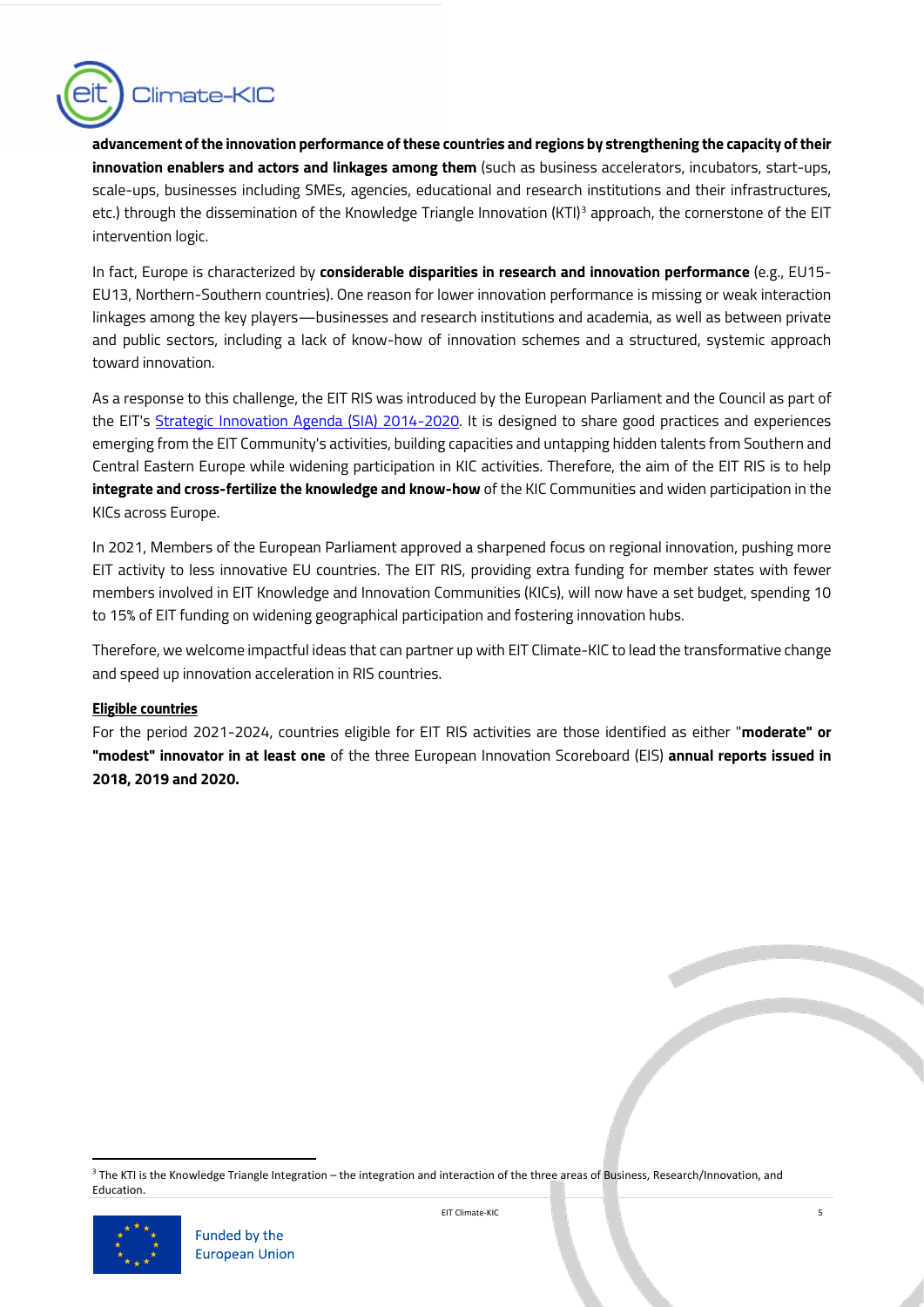**advancement of the innovation performance of these countries and regions by strengthening the capacity of their innovation enablers and actors and linkages among them** (such as business accelerators, incubators, start-ups, scale-ups, businesses including SMEs, agencies, educational and research institutions and their infrastructures, etc.) through the dissemination of the Knowledge Triangle Innovation (KTI)[3] approach, the cornerstone of the EIT intervention logic.

In fact, Europe is characterized by **considerable disparities in research and innovation performance** (e.g., EU15-EU13, Northern-Southern countries). One reason for lower innovation performance is missing or weak interaction linkages among the key players—businesses and research institutions and academia, as well as between private and public sectors, including a lack of know-how of innovation schemes and a structured, systemic approach toward innovation.

As a response to this challenge, the EIT RIS was introduced by the European Parliament and the Council as part of the EIT's [Strategic Innovation Agenda (SIA) 2014-2020](). It is designed to share good practices and experiences emerging from the EIT Community's activities, building capacities and untapping hidden talents from Southern and Central Eastern Europe while widening participation in KIC activities. Therefore, the aim of the EIT RIS is to help **integrate and cross-fertilize the knowledge and know-how** of the KIC Communities and widen participation in the KICs across Europe.

In 2021, Members of the European Parliament approved a sharpened focus on regional innovation, pushing more EIT activity to less innovative EU countries. The EIT RIS, providing extra funding for member states with fewer members involved in EIT Knowledge and Innovation Communities (KICs), will now have a set budget, spending 10 to 15% of EIT funding on widening geographical participation and fostering innovation hubs.

Therefore, we welcome impactful ideas that can partner up with EIT Climate-KIC to lead the transformative change and speed up innovation acceleration in RIS countries.

**Eligible countries**

For the period 2021-2024, countries eligible for EIT RIS activities are those identified as either "**moderate" or "modest" innovator in at least one** of the three European Innovation Scoreboard (EIS) **annual reports issued in 2018, 2019 and 2020.**

[3] The KTI is the Knowledge Triangle Integration – the integration and interaction of the three areas of Business, Research/Innovation, and Education.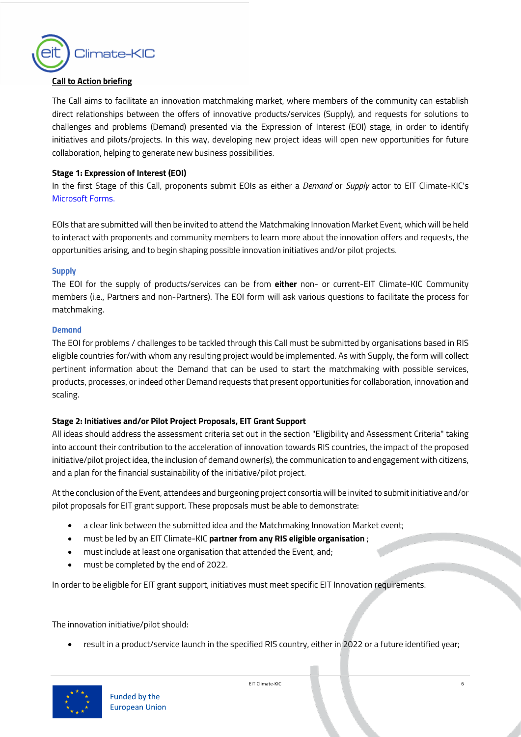**Call to Action briefing**

The Call aims to facilitate an innovation matchmaking market, where members of the community can establish direct relationships between the offers of innovative products/services (Supply), and requests for solutions to challenges and problems (Demand) presented via the Expression of Interest (EOI) stage, in order to identify initiatives and pilots/projects. In this way, developing new project ideas will open new opportunities for future collaboration, helping to generate new business possibilities.

**Stage 1: Expression of Interest (EOI)**

In the first Stage of this Call, proponents submit EOIs as either a *Demand* or *Supply* actor to EIT Climate-KIC's Microsoft Forms.

EOIs that are submitted will then be invited to attend the Matchmaking Innovation Market Event, which will be held to interact with proponents and community members to learn more about the innovation offers and requests, the opportunities arising, and to begin shaping possible innovation initiatives and/or pilot projects.

**Supply**

The EOI for the supply of products/services can be from **either** non- or current-EIT Climate-KIC Community members (i.e., Partners and non-Partners). The EOI form will ask various questions to facilitate the process for matchmaking.

**Demand**

The EOI for problems / challenges to be tackled through this Call must be submitted by organisations based in RIS eligible countries for/with whom any resulting project would be implemented. As with Supply, the form will collect pertinent information about the Demand that can be used to start the matchmaking with possible services, products, processes, or indeed other Demand requests that present opportunities for collaboration, innovation and scaling.

**Stage 2: Initiatives and/or Pilot Project Proposals, EIT Grant Support**

All ideas should address the assessment criteria set out in the section "Eligibility and Assessment Criteria" taking into account their contribution to the acceleration of innovation towards RIS countries, the impact of the proposed initiative/pilot project idea, the inclusion of demand owner(s), the communication to and engagement with citizens, and a plan for the financial sustainability of the initiative/pilot project.

At the conclusion of the Event, attendees and burgeoning project consortia will be invited to submit initiative and/or pilot proposals for EIT grant support. These proposals must be able to demonstrate:

- a clear link between the submitted idea and the Matchmaking Innovation Market event;
- must be led by an EIT Climate-KIC **partner from any RIS eligible organisation** ;
- must include at least one organisation that attended the Event, and;
- must be completed by the end of 2022.

In order to be eligible for EIT grant support, initiatives must meet specific EIT Innovation requirements.

The innovation initiative/pilot should:

- result in a product/service launch in the specified RIS country, either in 2022 or a future identified year;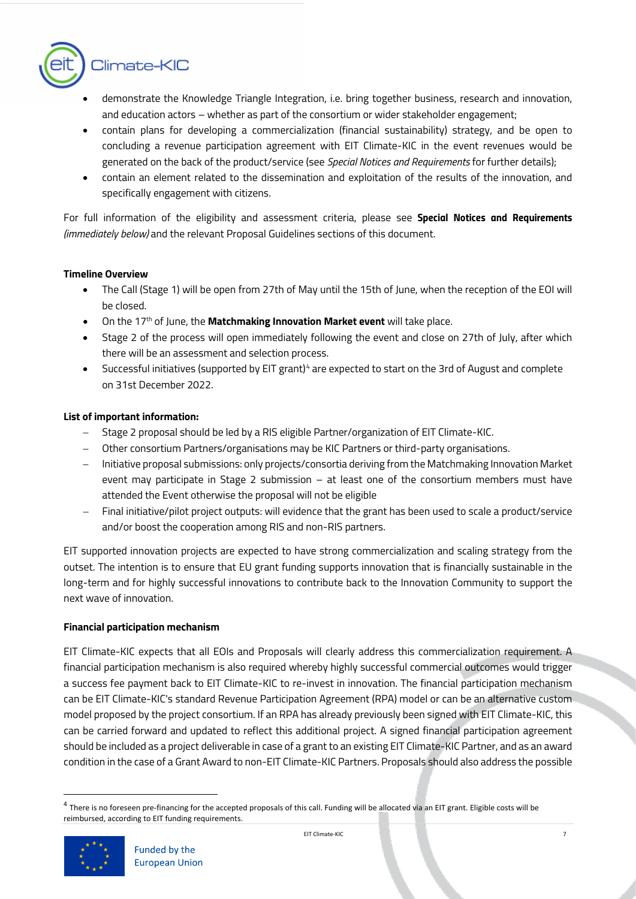- demonstrate the Knowledge Triangle Integration, i.e. bring together business, research and innovation, and education actors – whether as part of the consortium or wider stakeholder engagement;
- contain plans for developing a commercialization (financial sustainability) strategy, and be open to concluding a revenue participation agreement with EIT Climate-KIC in the event revenues would be generated on the back of the product/service (see *Special Notices and Requirements* for further details);
- contain an element related to the dissemination and exploitation of the results of the innovation, and specifically engagement with citizens.

For full information of the eligibility and assessment criteria, please see **Special Notices and Requirements** *(immediately below)* and the relevant Proposal Guidelines sections of this document.

**Timeline Overview**

- The Call (Stage 1) will be open from 27th of May until the 15th of June, when the reception of the EOI will be closed.
- On the 17th of June, the **Matchmaking Innovation Market event** will take place.
- Stage 2 of the process will open immediately following the event and close on 27th of July, after which there will be an assessment and selection process.
- Successful initiatives (supported by EIT grant)[4] are expected to start on the 3rd of August and complete on 31st December 2022.

**List of important information:**

- Stage 2 proposal should be led by a RIS eligible Partner/organization of EIT Climate-KIC.
- Other consortium Partners/organisations may be KIC Partners or third-party organisations.
- Initiative proposal submissions: only projects/consortia deriving from the Matchmaking Innovation Market event may participate in Stage 2 submission – at least one of the consortium members must have attended the Event otherwise the proposal will not be eligible
- Final initiative/pilot project outputs: will evidence that the grant has been used to scale a product/service and/or boost the cooperation among RIS and non-RIS partners.

EIT supported innovation projects are expected to have strong commercialization and scaling strategy from the outset. The intention is to ensure that EU grant funding supports innovation that is financially sustainable in the long-term and for highly successful innovations to contribute back to the Innovation Community to support the next wave of innovation.

**Financial participation mechanism**

EIT Climate-KIC expects that all EOIs and Proposals will clearly address this commercialization requirement. A financial participation mechanism is also required whereby highly successful commercial outcomes would trigger a success fee payment back to EIT Climate-KIC to re-invest in innovation. The financial participation mechanism can be EIT Climate-KIC's standard Revenue Participation Agreement (RPA) model or can be an alternative custom model proposed by the project consortium. If an RPA has already previously been signed with EIT Climate-KIC, this can be carried forward and updated to reflect this additional project. A signed financial participation agreement should be included as a project deliverable in case of a grant to an existing EIT Climate-KIC Partner, and as an award condition in the case of a Grant Award to non-EIT Climate-KIC Partners. Proposals should also address the possible

[4] There is no foreseen pre-financing for the accepted proposals of this call. Funding will be allocated via an EIT grant. Eligible costs will be reimbursed, according to EIT funding requirements.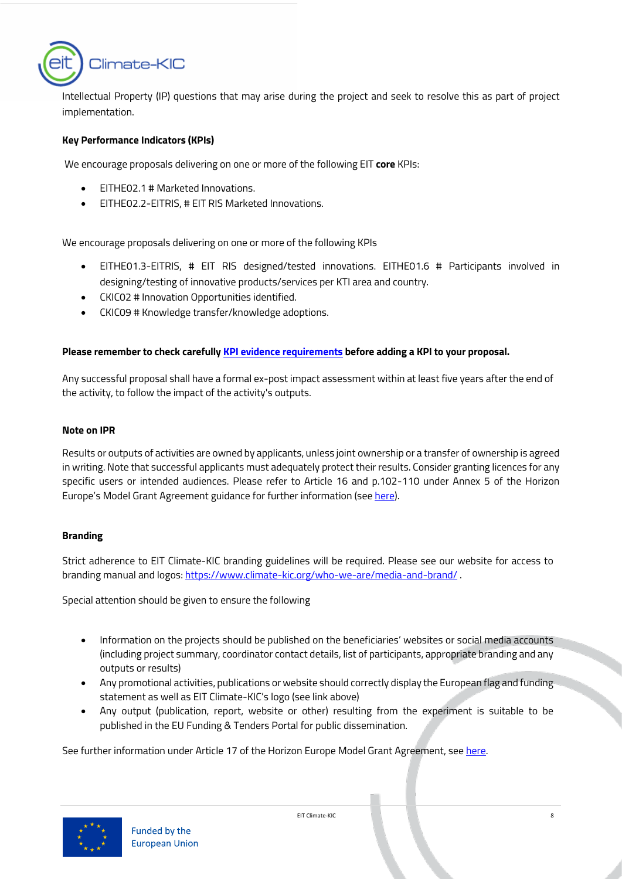Intellectual Property (IP) questions that may arise during the project and seek to resolve this as part of project implementation.

**Key Performance Indicators (KPIs)**

We encourage proposals delivering on one or more of the following EIT **core** KPIs:

- EITHE02.1 # Marketed Innovations.
- EITHE02.2-EITRIS, # EIT RIS Marketed Innovations.

We encourage proposals delivering on one or more of the following KPIs

- EITHE01.3-EITRIS, # EIT RIS designed/tested innovations. EITHE01.6 # Participants involved in designing/testing of innovative products/services per KTI area and country.
- CKIC02 # Innovation Opportunities identified.
- CKIC09 # Knowledge transfer/knowledge adoptions.

**Please remember to check carefully [KPI evidence requirements] before adding a KPI to your proposal.**

Any successful proposal shall have a formal ex-post impact assessment within at least five years after the end of the activity, to follow the impact of the activity's outputs.

**Note on IPR**

Results or outputs of activities are owned by applicants, unless joint ownership or a transfer of ownership is agreed in writing. Note that successful applicants must adequately protect their results. Consider granting licences for any specific users or intended audiences. Please refer to Article 16 and p.102-110 under Annex 5 of the Horizon Europe's Model Grant Agreement guidance for further information (see here).

**Branding**

Strict adherence to EIT Climate-KIC branding guidelines will be required. Please see our website for access to branding manual and logos: https://www.climate-kic.org/who-we-are/media-and-brand/ .

Special attention should be given to ensure the following

- Information on the projects should be published on the beneficiaries' websites or social media accounts (including project summary, coordinator contact details, list of participants, appropriate branding and any outputs or results)
- Any promotional activities, publications or website should correctly display the European flag and funding statement as well as EIT Climate-KIC's logo (see link above)
- Any output (publication, report, website or other) resulting from the experiment is suitable to be published in the EU Funding & Tenders Portal for public dissemination.

See further information under Article 17 of the Horizon Europe Model Grant Agreement, see here.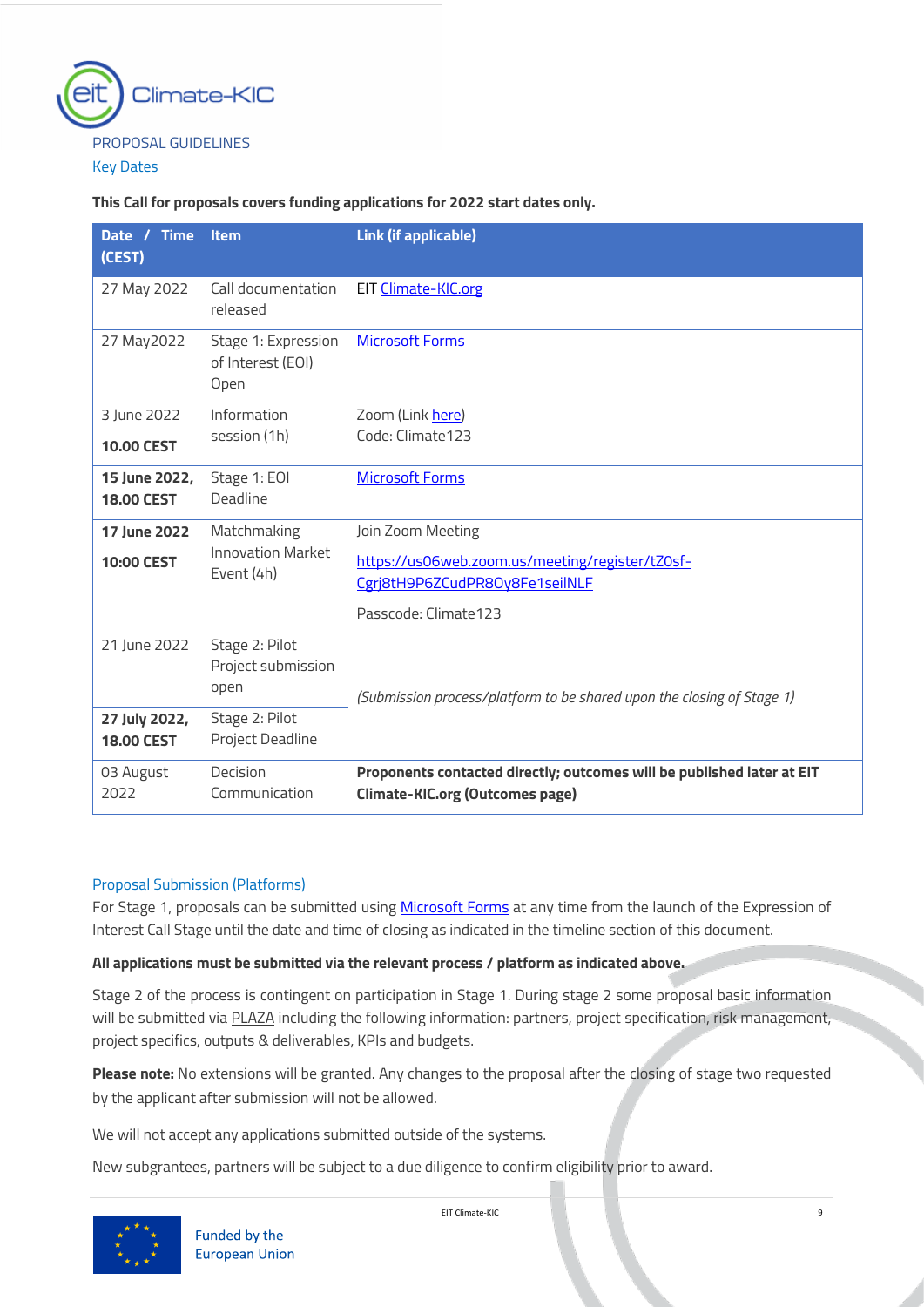PROPOSAL GUIDELINES

## Key Dates

**This Call for proposals covers funding applications for 2022 start dates only.**

| Date / Time (CEST) | Item | Link (if applicable) |
|---|---|---|
| 27 May 2022 | Call documentation released | EIT Climate-KIC.org |
| 27 May2022 | Stage 1: Expression of Interest (EOI) Open | Microsoft Forms |
| 3 June 2022 **10.00 CEST** | Information session (1h) | Zoom (Link here) Code: Climate123 |
| **15 June 2022, 18.00 CEST** | Stage 1: EOI Deadline | Microsoft Forms |
| **17 June 2022 10:00 CEST** | Matchmaking Innovation Market Event (4h) | Join Zoom Meeting https://us06web.zoom.us/meeting/register/tZ0sf-Cgrj8tH9P6ZCudPR8Oy8Fe1seilNLF Passcode: Climate123 |
| 21 June 2022 | Stage 2: Pilot Project submission open | *(Submission process/platform to be shared upon the closing of Stage 1)* |
| **27 July 2022, 18.00 CEST** | Stage 2: Pilot Project Deadline | |
| 03 August 2022 | Decision Communication | **Proponents contacted directly; outcomes will be published later at EIT Climate-KIC.org (Outcomes page)** |

## Proposal Submission (Platforms)

For Stage 1, proposals can be submitted using Microsoft Forms at any time from the launch of the Expression of Interest Call Stage until the date and time of closing as indicated in the timeline section of this document.

**All applications must be submitted via the relevant process / platform as indicated above.**

Stage 2 of the process is contingent on participation in Stage 1. During stage 2 some proposal basic information will be submitted via PLAZA including the following information: partners, project specification, risk management, project specifics, outputs & deliverables, KPIs and budgets.

**Please note:** No extensions will be granted. Any changes to the proposal after the closing of stage two requested by the applicant after submission will not be allowed.

We will not accept any applications submitted outside of the systems.

New subgrantees, partners will be subject to a due diligence to confirm eligibility prior to award.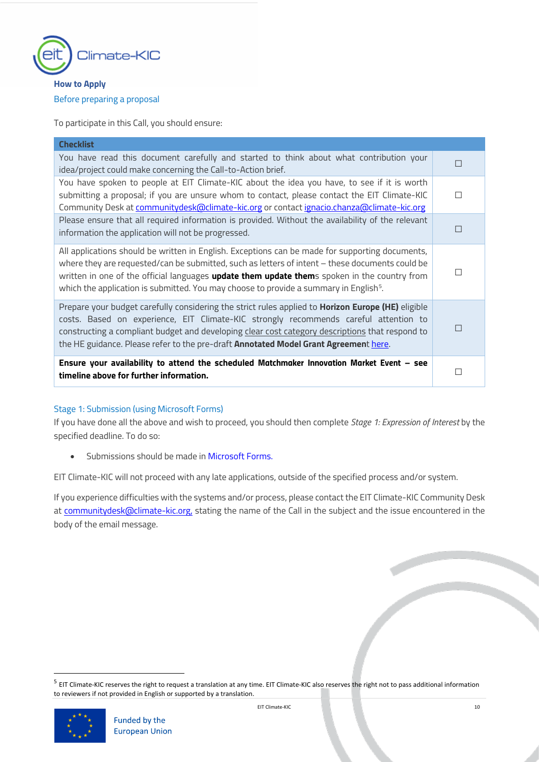## How to Apply

### Before preparing a proposal

To participate in this Call, you should ensure:

| Checklist | |
|---|---|
| You have read this document carefully and started to think about what contribution your idea/project could make concerning the Call-to-Action brief. | ☐ |
| You have spoken to people at EIT Climate-KIC about the idea you have, to see if it is worth submitting a proposal; if you are unsure whom to contact, please contact the EIT Climate-KIC Community Desk at communitydesk@climate-kic.org or contact ignacio.chanza@climate-kic.org | ☐ |
| Please ensure that all required information is provided. Without the availability of the relevant information the application will not be progressed. | ☐ |
| All applications should be written in English. Exceptions can be made for supporting documents, where they are requested/can be submitted, such as letters of intent – these documents could be written in one of the official languages **update them update them**s spoken in the country from which the application is submitted. You may choose to provide a summary in English[5]. | ☐ |
| Prepare your budget carefully considering the strict rules applied to **Horizon Europe (HE)** eligible costs. Based on experience, EIT Climate-KIC strongly recommends careful attention to constructing a compliant budget and developing clear cost category descriptions that respond to the HE guidance. Please refer to the pre-draft **Annotated Model Grant Agremen**t here. | ☐ |
| **Ensure your availability to attend the scheduled Matchmaker Innovation Market Event – see timeline above for further information.** | ☐ |

### Stage 1: Submission (using Microsoft Forms)

If you have done all the above and wish to proceed, you should then complete *Stage 1: Expression of Interest* by the specified deadline. To do so:

- Submissions should be made in Microsoft Forms.

EIT Climate-KIC will not proceed with any late applications, outside of the specified process and/or system.

If you experience difficulties with the systems and/or process, please contact the EIT Climate-KIC Community Desk at communitydesk@climate-kic.org, stating the name of the Call in the subject and the issue encountered in the body of the email message.

[5] EIT Climate-KIC reserves the right to request a translation at any time. EIT Climate-KIC also reserves the right not to pass additional information to reviewers if not provided in English or supported by a translation.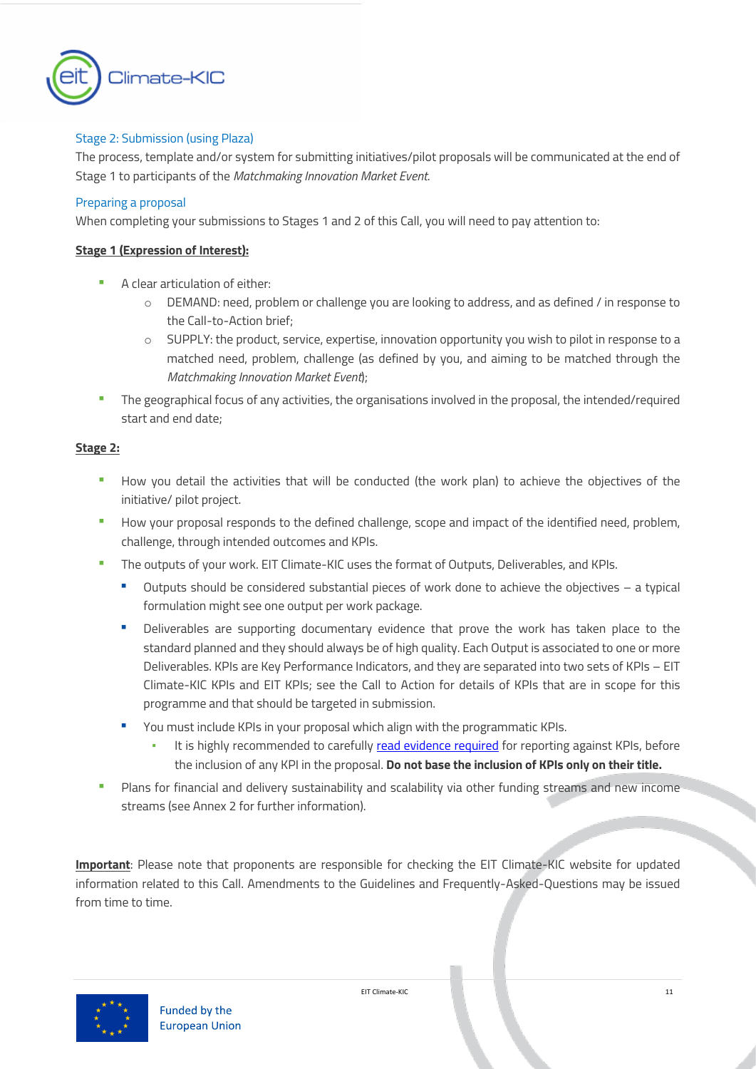### Stage 2: Submission (using Plaza)

The process, template and/or system for submitting initiatives/pilot proposals will be communicated at the end of Stage 1 to participants of the *Matchmaking Innovation Market Event.*

### Preparing a proposal

When completing your submissions to Stages 1 and 2 of this Call, you will need to pay attention to:

**Stage 1 (Expression of Interest):**

- A clear articulation of either:
  - DEMAND: need, problem or challenge you are looking to address, and as defined / in response to the Call-to-Action brief;
  - SUPPLY: the product, service, expertise, innovation opportunity you wish to pilot in response to a matched need, problem, challenge (as defined by you, and aiming to be matched through the *Matchmaking Innovation Market Event*);
- The geographical focus of any activities, the organisations involved in the proposal, the intended/required start and end date;

**Stage 2:**

- How you detail the activities that will be conducted (the work plan) to achieve the objectives of the initiative/ pilot project.
- How your proposal responds to the defined challenge, scope and impact of the identified need, problem, challenge, through intended outcomes and KPIs.
- The outputs of your work. EIT Climate-KIC uses the format of Outputs, Deliverables, and KPIs.
  - Outputs should be considered substantial pieces of work done to achieve the objectives – a typical formulation might see one output per work package.
  - Deliverables are supporting documentary evidence that prove the work has taken place to the standard planned and they should always be of high quality. Each Output is associated to one or more Deliverables. KPIs are Key Performance Indicators, and they are separated into two sets of KPIs – EIT Climate-KIC KPIs and EIT KPIs; see the Call to Action for details of KPIs that are in scope for this programme and that should be targeted in submission.
  - You must include KPIs in your proposal which align with the programmatic KPIs.
    - It is highly recommended to carefully read evidence required for reporting against KPIs, before the inclusion of any KPI in the proposal. **Do not base the inclusion of KPIs only on their title.**
- Plans for financial and delivery sustainability and scalability via other funding streams and new income streams (see Annex 2 for further information).

**Important**: Please note that proponents are responsible for checking the EIT Climate-KIC website for updated information related to this Call. Amendments to the Guidelines and Frequently-Asked-Questions may be issued from time to time.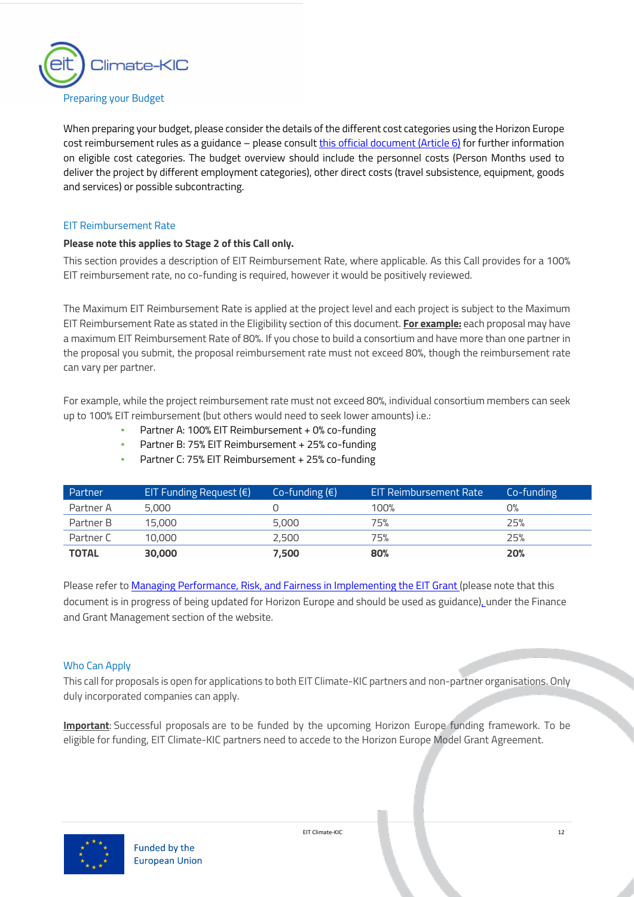## Preparing your Budget

When preparing your budget, please consider the details of the different cost categories using the Horizon Europe cost reimbursement rules as a guidance – please consult this official document (Article 6) for further information on eligible cost categories. The budget overview should include the personnel costs (Person Months used to deliver the project by different employment categories), other direct costs (travel subsistence, equipment, goods and services) or possible subcontracting.

### EIT Reimbursement Rate

**Please note this applies to Stage 2 of this Call only.**

This section provides a description of EIT Reimbursement Rate, where applicable. As this Call provides for a 100% EIT reimbursement rate, no co-funding is required, however it would be positively reviewed.

The Maximum EIT Reimbursement Rate is applied at the project level and each project is subject to the Maximum EIT Reimbursement Rate as stated in the Eligibility section of this document. **For example:** each proposal may have a maximum EIT Reimbursement Rate of 80%. If you chose to build a consortium and have more than one partner in the proposal you submit, the proposal reimbursement rate must not exceed 80%, though the reimbursement rate can vary per partner.

For example, while the project reimbursement rate must not exceed 80%, individual consortium members can seek up to 100% EIT reimbursement (but others would need to seek lower amounts) i.e.:

- Partner A: 100% EIT Reimbursement + 0% co-funding
- Partner B: 75% EIT Reimbursement + 25% co-funding
- Partner C: 75% EIT Reimbursement + 25% co-funding

| Partner | EIT Funding Request (€) | Co-funding (€) | EIT Reimbursement Rate | Co-funding |
|---|---|---|---|---|
| Partner A | 5,000 | 0 | 100% | 0% |
| Partner B | 15,000 | 5,000 | 75% | 25% |
| Partner C | 10,000 | 2,500 | 75% | 25% |
| **TOTAL** | **30,000** | **7,500** | **80%** | **20%** |

Please refer to Managing Performance, Risk, and Fairness in Implementing the EIT Grant (please note that this document is in progress of being updated for Horizon Europe and should be used as guidance), under the Finance and Grant Management section of the website.

## Who Can Apply

This call for proposals is open for applications to both EIT Climate-KIC partners and non-partner organisations. Only duly incorporated companies can apply.

**Important**: Successful proposals are to be funded by the upcoming Horizon Europe funding framework. To be eligible for funding, EIT Climate-KIC partners need to accede to the Horizon Europe Model Grant Agreement.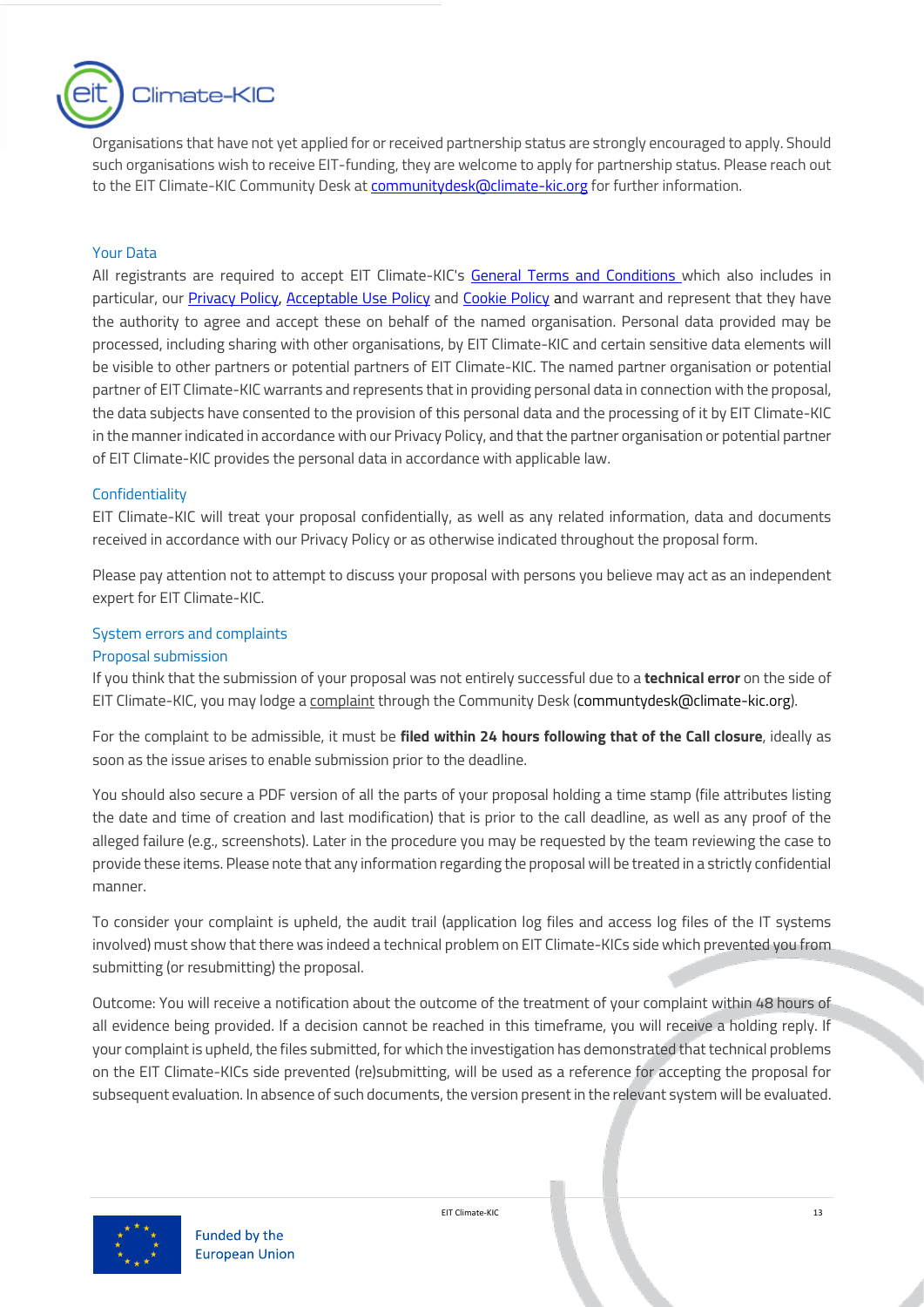Organisations that have not yet applied for or received partnership status are strongly encouraged to apply. Should such organisations wish to receive EIT-funding, they are welcome to apply for partnership status. Please reach out to the EIT Climate-KIC Community Desk at communitydesk@climate-kic.org for further information.

### Your Data

All registrants are required to accept EIT Climate-KIC's General Terms and Conditions which also includes in particular, our Privacy Policy, Acceptable Use Policy and Cookie Policy and warrant and represent that they have the authority to agree and accept these on behalf of the named organisation. Personal data provided may be processed, including sharing with other organisations, by EIT Climate-KIC and certain sensitive data elements will be visible to other partners or potential partners of EIT Climate-KIC. The named partner organisation or potential partner of EIT Climate-KIC warrants and represents that in providing personal data in connection with the proposal, the data subjects have consented to the provision of this personal data and the processing of it by EIT Climate-KIC in the manner indicated in accordance with our Privacy Policy, and that the partner organisation or potential partner of EIT Climate-KIC provides the personal data in accordance with applicable law.

### Confidentiality

EIT Climate-KIC will treat your proposal confidentially, as well as any related information, data and documents received in accordance with our Privacy Policy or as otherwise indicated throughout the proposal form.

Please pay attention not to attempt to discuss your proposal with persons you believe may act as an independent expert for EIT Climate-KIC.

### System errors and complaints

#### Proposal submission

If you think that the submission of your proposal was not entirely successful due to a **technical error** on the side of EIT Climate-KIC, you may lodge a complaint through the Community Desk (communtydesk@climate-kic.org).

For the complaint to be admissible, it must be **filed within 24 hours following that of the Call closure**, ideally as soon as the issue arises to enable submission prior to the deadline.

You should also secure a PDF version of all the parts of your proposal holding a time stamp (file attributes listing the date and time of creation and last modification) that is prior to the call deadline, as well as any proof of the alleged failure (e.g., screenshots). Later in the procedure you may be requested by the team reviewing the case to provide these items. Please note that any information regarding the proposal will be treated in a strictly confidential manner.

To consider your complaint is upheld, the audit trail (application log files and access log files of the IT systems involved) must show that there was indeed a technical problem on EIT Climate-KICs side which prevented you from submitting (or resubmitting) the proposal.

Outcome: You will receive a notification about the outcome of the treatment of your complaint within 48 hours of all evidence being provided. If a decision cannot be reached in this timeframe, you will receive a holding reply. If your complaint is upheld, the files submitted, for which the investigation has demonstrated that technical problems on the EIT Climate-KICs side prevented (re)submitting, will be used as a reference for accepting the proposal for subsequent evaluation. In absence of such documents, the version present in the relevant system will be evaluated.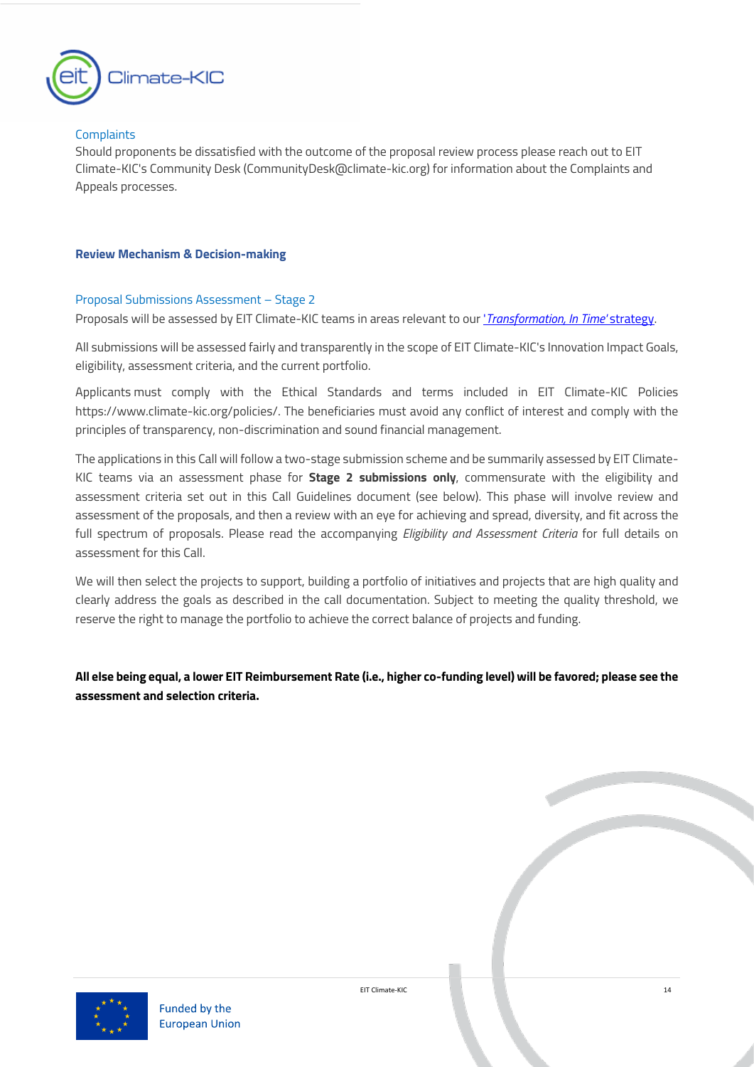### Complaints

Should proponents be dissatisfied with the outcome of the proposal review process please reach out to EIT Climate-KIC's Community Desk (CommunityDesk@climate-kic.org) for information about the Complaints and Appeals processes.

## Review Mechanism & Decision-making

### Proposal Submissions Assessment – Stage 2

Proposals will be assessed by EIT Climate-KIC teams in areas relevant to our '*Transformation, In Time'* strategy.

All submissions will be assessed fairly and transparently in the scope of EIT Climate-KIC's Innovation Impact Goals, eligibility, assessment criteria, and the current portfolio.

Applicants must comply with the Ethical Standards and terms included in EIT Climate-KIC Policies https://www.climate-kic.org/policies/. The beneficiaries must avoid any conflict of interest and comply with the principles of transparency, non-discrimination and sound financial management.

The applications in this Call will follow a two-stage submission scheme and be summarily assessed by EIT Climate-KIC teams via an assessment phase for **Stage 2 submissions only**, commensurate with the eligibility and assessment criteria set out in this Call Guidelines document (see below). This phase will involve review and assessment of the proposals, and then a review with an eye for achieving and spread, diversity, and fit across the full spectrum of proposals. Please read the accompanying *Eligibility and Assessment Criteria* for full details on assessment for this Call.

We will then select the projects to support, building a portfolio of initiatives and projects that are high quality and clearly address the goals as described in the call documentation. Subject to meeting the quality threshold, we reserve the right to manage the portfolio to achieve the correct balance of projects and funding.

**All else being equal, a lower EIT Reimbursement Rate (i.e., higher co-funding level) will be favored; please see the assessment and selection criteria.**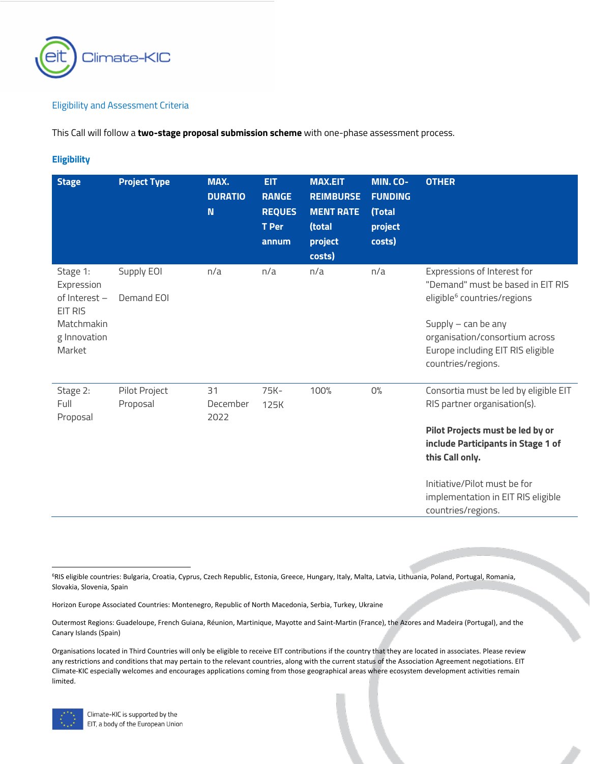## Eligibility and Assessment Criteria

This Call will follow a **two-stage proposal submission scheme** with one-phase assessment process.

### Eligibility

| Stage | Project Type | MAX. DURATION | EIT RANGE REQUEST Per annum | MAX.EIT REIMBURSEMENT RATE (total project costs) | MIN. CO-FUNDING (Total project costs) | OTHER |
|---|---|---|---|---|---|---|
| Stage 1: Expression of Interest – EIT RIS Matchmaking Innovation Market | Supply EOI<br><br>Demand EOI | n/a | n/a | n/a | n/a | Expressions of Interest for "Demand" must be based in EIT RIS eligible[6] countries/regions<br><br>Supply – can be any organisation/consortium across Europe including EIT RIS eligible countries/regions. |
| Stage 2: Full Proposal | Pilot Project Proposal | 31 December 2022 | 75K-125K | 100% | 0% | Consortia must be led by eligible EIT RIS partner organisation(s).<br><br>**Pilot Projects must be led by or include Participants in Stage 1 of this Call only.**<br><br>Initiative/Pilot must be for implementation in EIT RIS eligible countries/regions. |

[6]RIS eligible countries: Bulgaria, Croatia, Cyprus, Czech Republic, Estonia, Greece, Hungary, Italy, Malta, Latvia, Lithuania, Poland, Portugal, Romania, Slovakia, Slovenia, Spain

Horizon Europe Associated Countries: Montenegro, Republic of North Macedonia, Serbia, Turkey, Ukraine

Outermost Regions: Guadeloupe, French Guiana, Réunion, Martinique, Mayotte and Saint-Martin (France), the Azores and Madeira (Portugal), and the Canary Islands (Spain)

Organisations located in Third Countries will only be eligible to receive EIT contributions if the country that they are located in associates. Please review any restrictions and conditions that may pertain to the relevant countries, along with the current status of the Association Agreement negotiations. EIT Climate-KIC especially welcomes and encourages applications coming from those geographical areas where ecosystem development activities remain limited.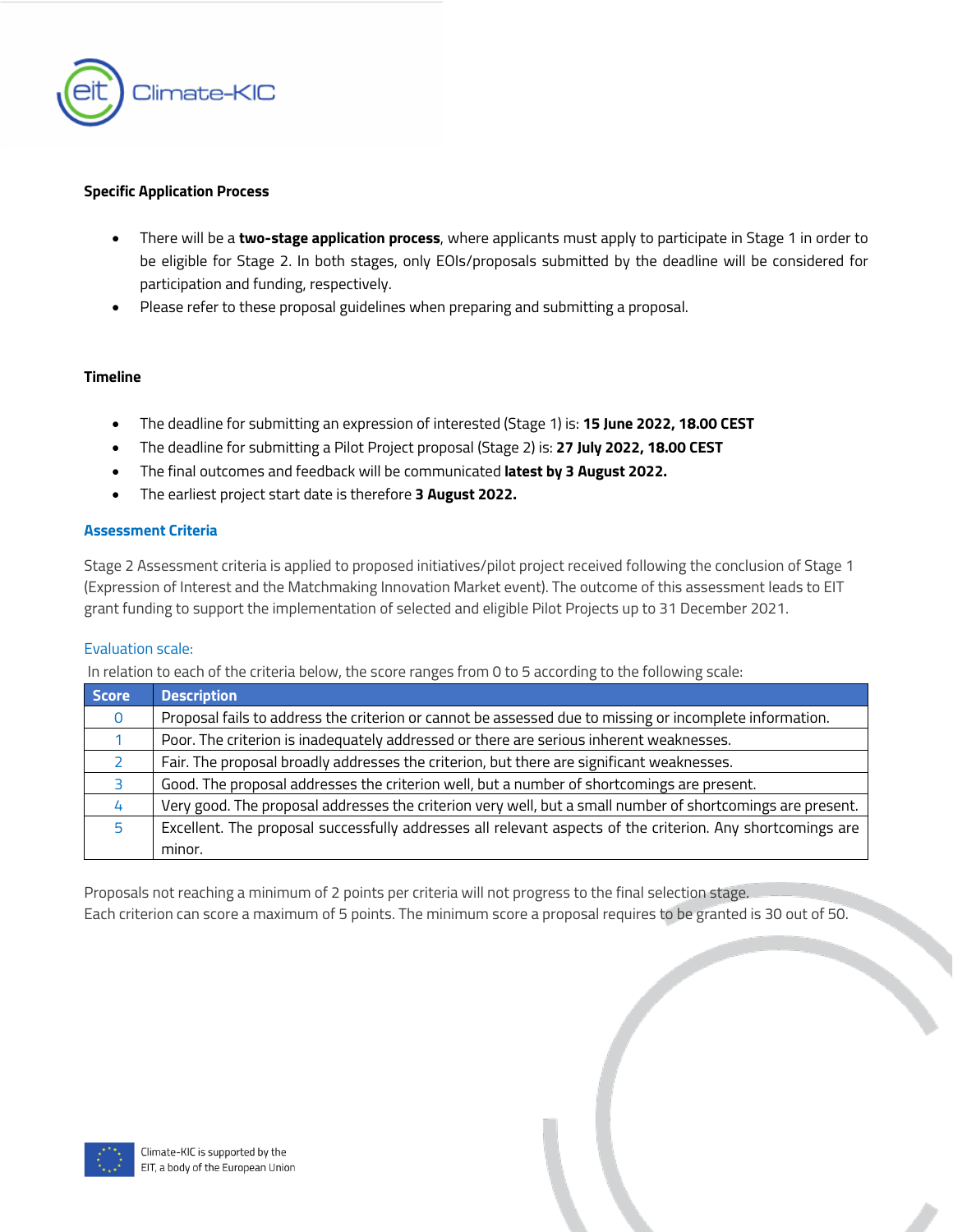**Specific Application Process**

- There will be a **two-stage application process**, where applicants must apply to participate in Stage 1 in order to be eligible for Stage 2. In both stages, only EOIs/proposals submitted by the deadline will be considered for participation and funding, respectively.
- Please refer to these proposal guidelines when preparing and submitting a proposal.

**Timeline**

- The deadline for submitting an expression of interested (Stage 1) is: **15 June 2022, 18.00 CEST**
- The deadline for submitting a Pilot Project proposal (Stage 2) is: **27 July 2022, 18.00 CEST**
- The final outcomes and feedback will be communicated **latest by 3 August 2022.**
- The earliest project start date is therefore **3 August 2022.**

### Assessment Criteria

Stage 2 Assessment criteria is applied to proposed initiatives/pilot project received following the conclusion of Stage 1 (Expression of Interest and the Matchmaking Innovation Market event). The outcome of this assessment leads to EIT grant funding to support the implementation of selected and eligible Pilot Projects up to 31 December 2021.

Evaluation scale:

In relation to each of the criteria below, the score ranges from 0 to 5 according to the following scale:

| Score | Description |
|---|---|
| 0 | Proposal fails to address the criterion or cannot be assessed due to missing or incomplete information. |
| 1 | Poor. The criterion is inadequately addressed or there are serious inherent weaknesses. |
| 2 | Fair. The proposal broadly addresses the criterion, but there are significant weaknesses. |
| 3 | Good. The proposal addresses the criterion well, but a number of shortcomings are present. |
| 4 | Very good. The proposal addresses the criterion very well, but a small number of shortcomings are present. |
| 5 | Excellent. The proposal successfully addresses all relevant aspects of the criterion. Any shortcomings are minor. |

Proposals not reaching a minimum of 2 points per criteria will not progress to the final selection stage.
Each criterion can score a maximum of 5 points. The minimum score a proposal requires to be granted is 30 out of 50.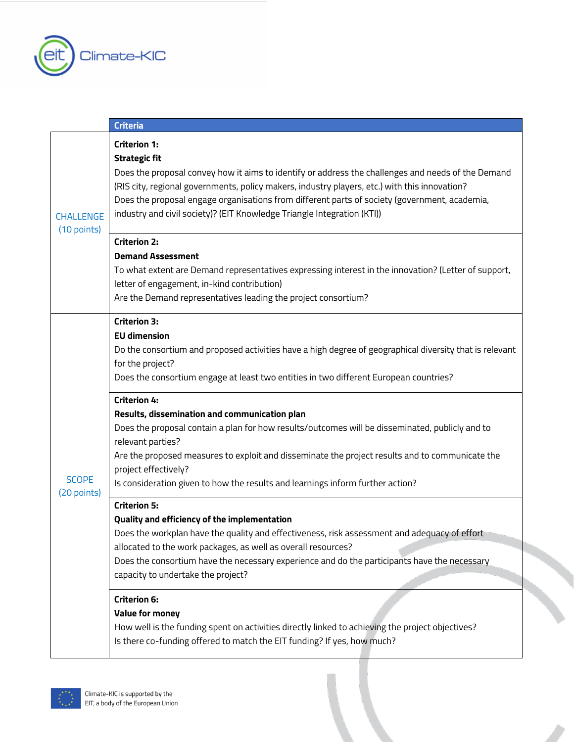| | Criteria |
|---|---|
| CHALLENGE (10 points) | **Criterion 1:**<br>**Strategic fit**<br>Does the proposal convey how it aims to identify or address the challenges and needs of the Demand (RIS city, regional governments, policy makers, industry players, etc.) with this innovation?<br>Does the proposal engage organisations from different parts of society (government, academia, industry and civil society)? (EIT Knowledge Triangle Integration (KTI)) |
| | **Criterion 2:**<br>**Demand Assessment**<br>To what extent are Demand representatives expressing interest in the innovation? (Letter of support, letter of engagement, in-kind contribution)<br>Are the Demand representatives leading the project consortium? |
| SCOPE (20 points) | **Criterion 3:**<br>**EU dimension**<br>Do the consortium and proposed activities have a high degree of geographical diversity that is relevant for the project?<br>Does the consortium engage at least two entities in two different European countries? |
| | **Criterion 4:**<br>**Results, dissemination and communication plan**<br>Does the proposal contain a plan for how results/outcomes will be disseminated, publicly and to relevant parties?<br>Are the proposed measures to exploit and disseminate the project results and to communicate the project effectively?<br>Is consideration given to how the results and learnings inform further action? |
| | **Criterion 5:**<br>**Quality and efficiency of the implementation**<br>Does the workplan have the quality and effectiveness, risk assessment and adequacy of effort allocated to the work packages, as well as overall resources?<br>Does the consortium have the necessary experience and do the participants have the necessary capacity to undertake the project? |
| | **Criterion 6:**<br>**Value for money**<br>How well is the funding spent on activities directly linked to achieving the project objectives?<br>Is there co-funding offered to match the EIT funding? If yes, how much? |

Climate-KIC is supported by the EIT, a body of the European Union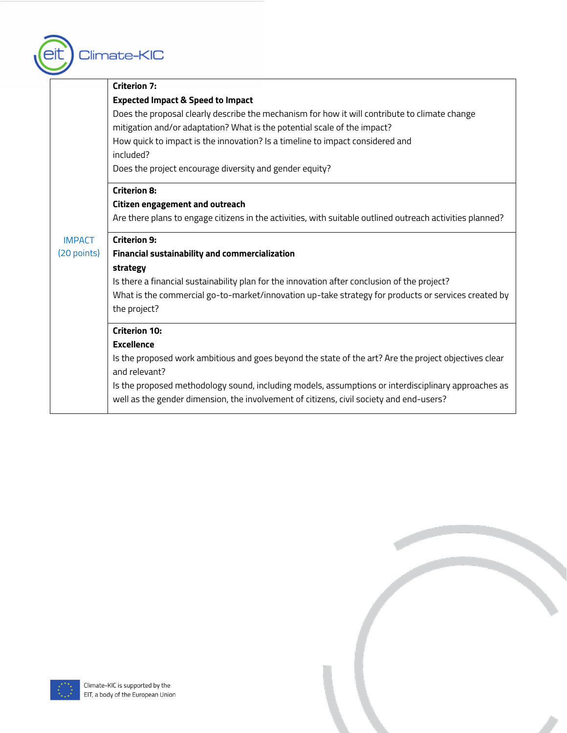| | |
|---|---|
| IMPACT (20 points) | **Criterion 7:**<br>**Expected Impact & Speed to Impact**<br>Does the proposal clearly describe the mechanism for how it will contribute to climate change mitigation and/or adaptation? What is the potential scale of the impact?<br>How quick to impact is the innovation? Is a timeline to impact considered and included?<br>Does the project encourage diversity and gender equity? |
| | **Criterion 8:**<br>**Citizen engagement and outreach**<br>Are there plans to engage citizens in the activities, with suitable outlined outreach activities planned? |
| | **Criterion 9:**<br>**Financial sustainability and commercialization strategy**<br>Is there a financial sustainability plan for the innovation after conclusion of the project?<br>What is the commercial go-to-market/innovation up-take strategy for products or services created by the project? |
| | **Criterion 10:**<br>**Excellence**<br>Is the proposed work ambitious and goes beyond the state of the art? Are the project objectives clear and relevant?<br>Is the proposed methodology sound, including models, assumptions or interdisciplinary approaches as well as the gender dimension, the involvement of citizens, civil society and end-users? |